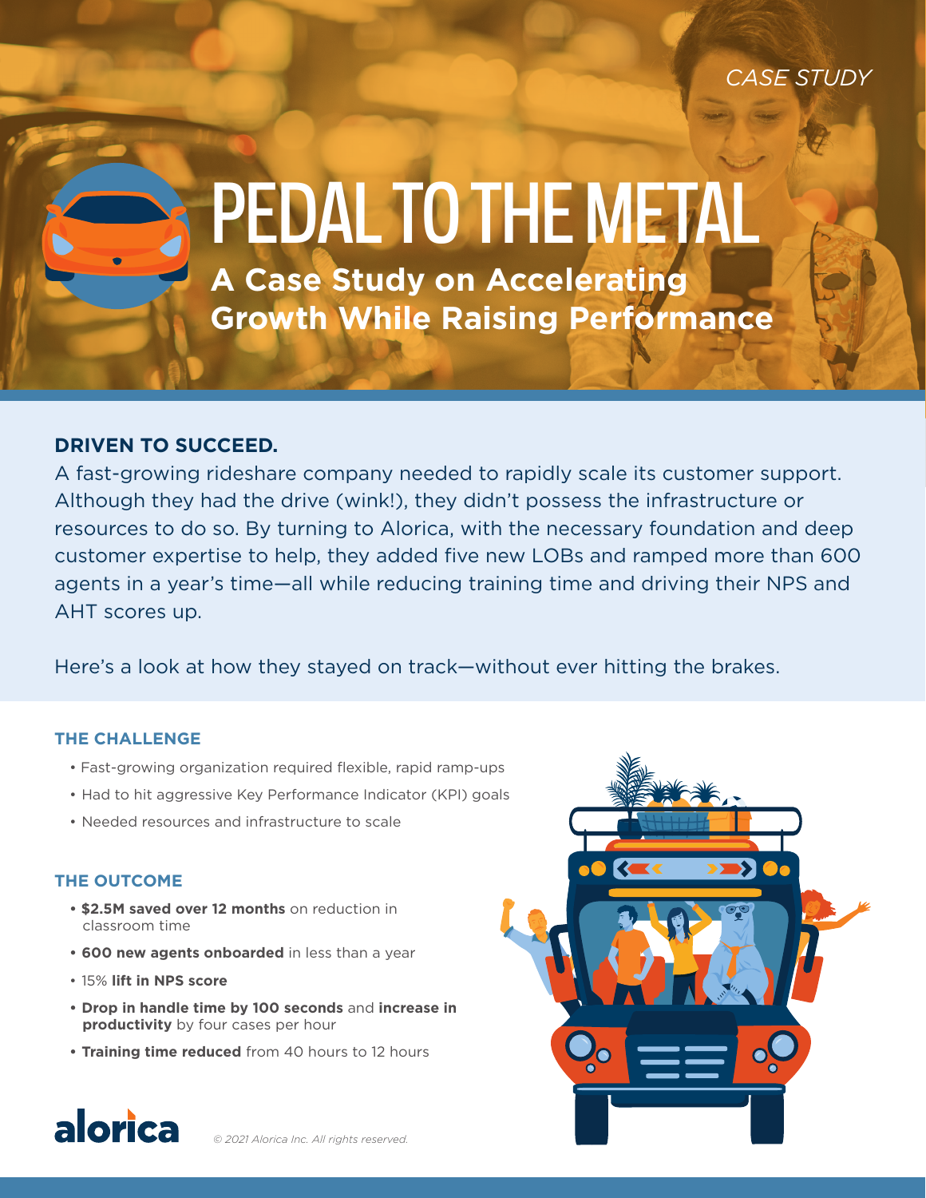*CASE STUDY*

# PEDAL TO THE METAL

## A Case Study on Accelerating Growth While Raising Performance

### DRIVEN TO SUCCEED.

A fast-growing rideshare company needed to rapidly scale its customer support. Although they had the drive (wink!), they didn't possess the infrastructure or resources to do so. By turning to Alorica, with the necessary foundation and deep customer expertise to help, they added five new LOBs and ramped more than 600 agents in a year's time—all while reducing training time and driving their NPS and AHT scores up.

Here's a look at how they stayed on track—without ever hitting the brakes.

### THE CHALLENGE

- Fast-growing organization required flexible, rapid ramp-ups
- Had to hit aggressive Key Performance Indicator (KPI) goals
- Needed resources and infrastructure to scale

### THE OUTCOME

- **$2.5M saved over 12 months** on reduction in classroom time
- **600 new agents onboarded** in less than a year
- 15% **lift in NPS score**
- **Drop in handle time by 100 seconds** and **increase in productivity** by four cases per hour
- **Training time reduced** from 40 hours to 12 hours

alorica

*© 2021 Alorica Inc. All rights reserved.*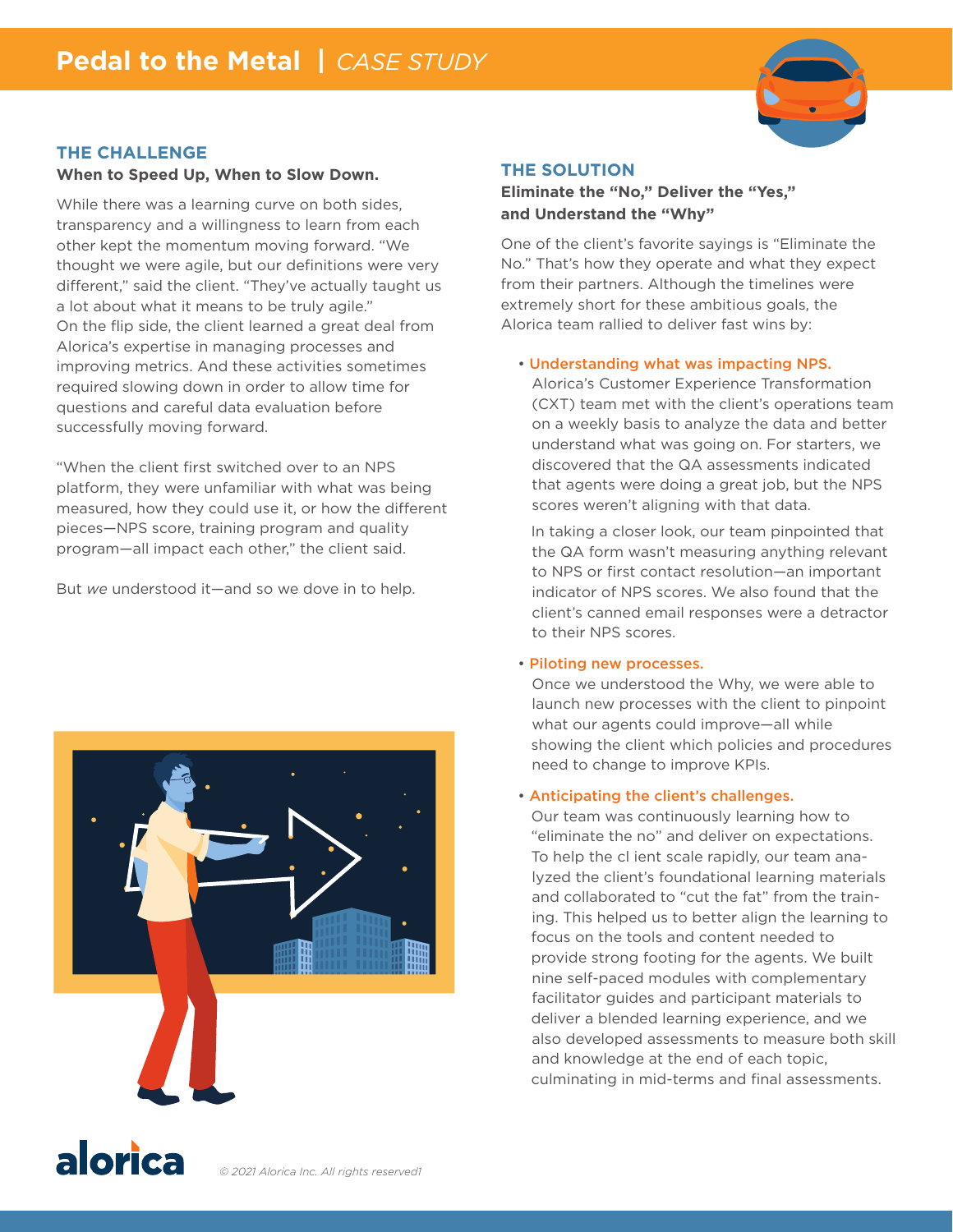## THE CHALLENGE

**When to Speed Up, When to Slow Down.**

While there was a learning curve on both sides, transparency and a willingness to learn from each other kept the momentum moving forward. "We thought we were agile, but our definitions were very different," said the client. "They've actually taught us a lot about what it means to be truly agile." On the flip side, the client learned a great deal from Alorica's expertise in managing processes and improving metrics. And these activities sometimes required slowing down in order to allow time for questions and careful data evaluation before successfully moving forward.

"When the client first switched over to an NPS platform, they were unfamiliar with what was being measured, how they could use it, or how the different pieces—NPS score, training program and quality program—all impact each other," the client said.

But *we* understood it—and so we dove in to help.

## THE SOLUTION

**Eliminate the "No," Deliver the "Yes," and Understand the "Why"**

One of the client's favorite sayings is "Eliminate the No." That's how they operate and what they expect from their partners. Although the timelines were extremely short for these ambitious goals, the Alorica team rallied to deliver fast wins by:

- **Understanding what was impacting NPS.** Alorica's Customer Experience Transformation (CXT) team met with the client's operations team on a weekly basis to analyze the data and better understand what was going on. For starters, we discovered that the QA assessments indicated that agents were doing a great job, but the NPS scores weren't aligning with that data.

  In taking a closer look, our team pinpointed that the QA form wasn't measuring anything relevant to NPS or first contact resolution—an important indicator of NPS scores. We also found that the client's canned email responses were a detractor to their NPS scores.

- **Piloting new processes.** Once we understood the Why, we were able to launch new processes with the client to pinpoint what our agents could improve—all while showing the client which policies and procedures need to change to improve KPIs.

- **Anticipating the client's challenges.** Our team was continuously learning how to "eliminate the no" and deliver on expectations. To help the cl ient scale rapidly, our team analyzed the client's foundational learning materials and collaborated to "cut the fat" from the training. This helped us to better align the learning to focus on the tools and content needed to provide strong footing for the agents. We built nine self-paced modules with complementary facilitator guides and participant materials to deliver a blended learning experience, and we also developed assessments to measure both skill and knowledge at the end of each topic, culminating in mid-terms and final assessments.

© 2021 Alorica Inc. All rights reserved1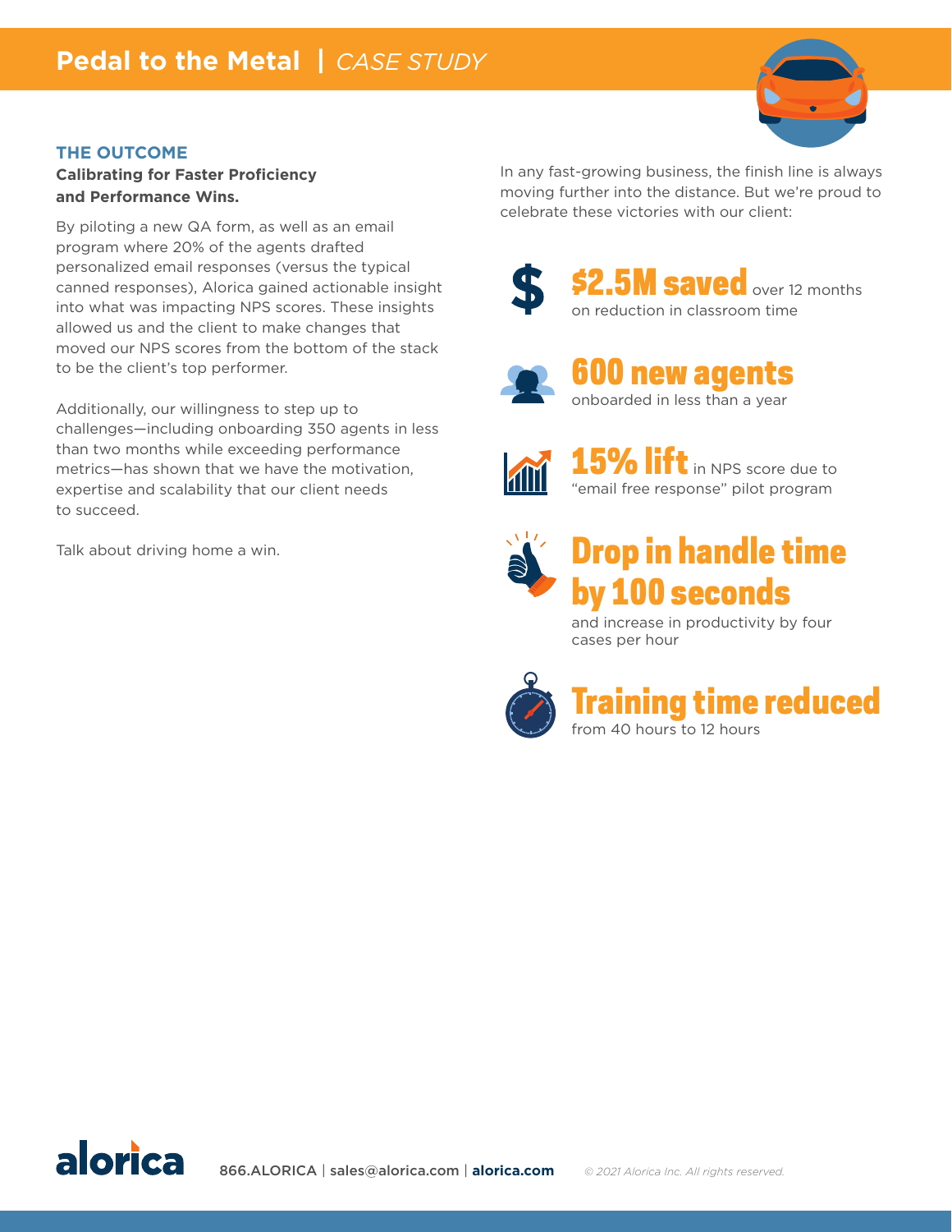# Pedal to the Metal | *CASE STUDY*

## THE OUTCOME

**Calibrating for Faster Proficiency and Performance Wins.**

By piloting a new QA form, as well as an email program where 20% of the agents drafted personalized email responses (versus the typical canned responses), Alorica gained actionable insight into what was impacting NPS scores. These insights allowed us and the client to make changes that moved our NPS scores from the bottom of the stack to be the client's top performer.

Additionally, our willingness to step up to challenges—including onboarding 350 agents in less than two months while exceeding performance metrics—has shown that we have the motivation, expertise and scalability that our client needs to succeed.

Talk about driving home a win.

In any fast-growing business, the finish line is always moving further into the distance. But we're proud to celebrate these victories with our client:

**$2.5M saved** over 12 months on reduction in classroom time

**600 new agents** onboarded in less than a year

**15% lift** in NPS score due to "email free response" pilot program

**Drop in handle time by 100 seconds** and increase in productivity by four cases per hour

**Training time reduced** from 40 hours to 12 hours

alorica

866.ALORICA | sales@alorica.com | **alorica.com**

*© 2021 Alorica Inc. All rights reserved.*